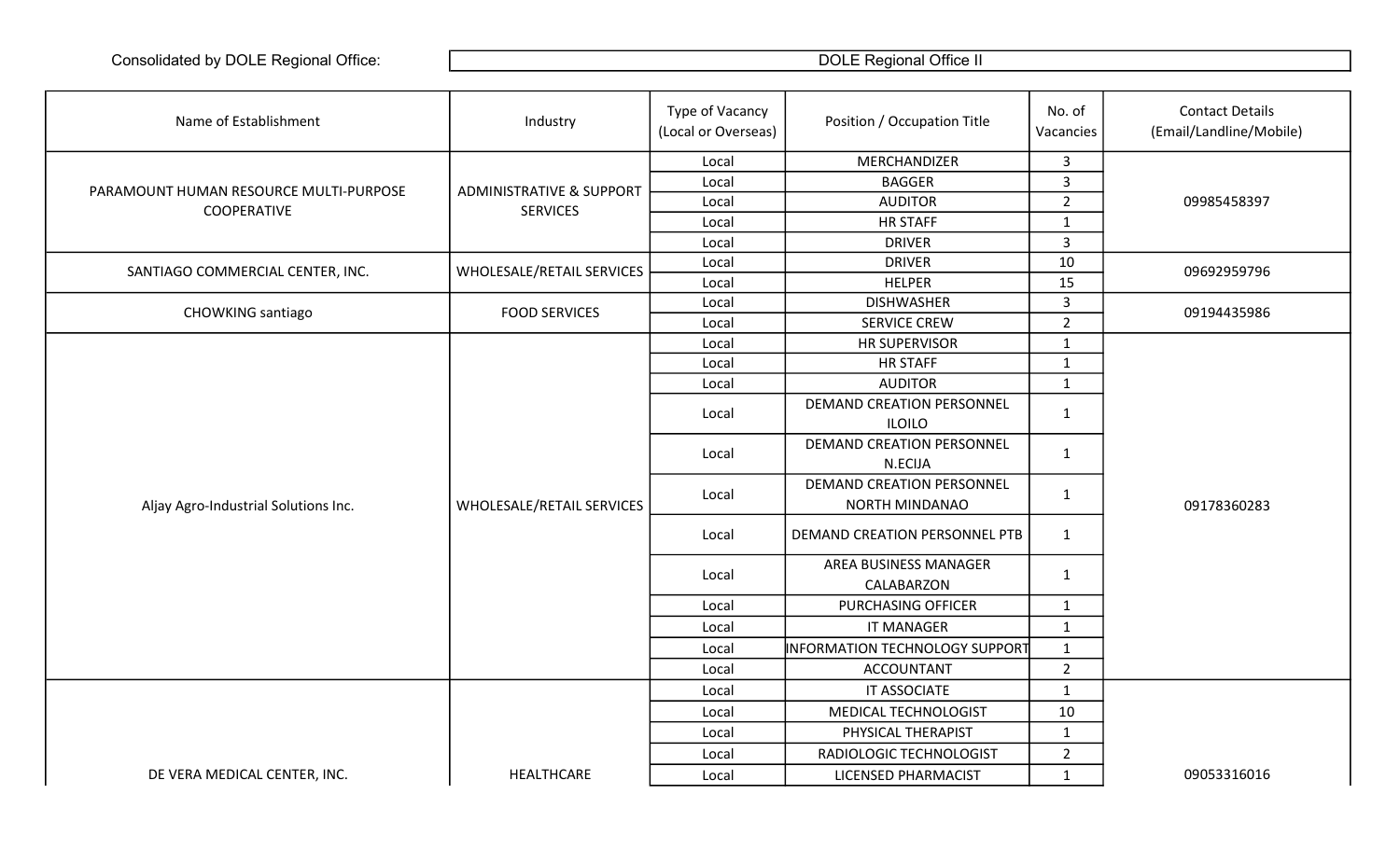Consolidated by DOLE Regional Office: DOLE Regional Office II

| Name of Establishment | Industry | Type of Vacancy (Local or Overseas) | Position / Occupation Title | No. of Vacancies | Contact Details (Email/Landline/Mobile) |
|---|---|---|---|---|---|
| PARAMOUNT HUMAN RESOURCE MULTI-PURPOSE COOPERATIVE | ADMINISTRATIVE & SUPPORT SERVICES | Local | MERCHANDIZER | 3 | 09985458397 |
| | | Local | BAGGER | 3 | |
| | | Local | AUDITOR | 2 | |
| | | Local | HR STAFF | 1 | |
| | | Local | DRIVER | 3 | |
| SANTIAGO COMMERCIAL CENTER, INC. | WHOLESALE/RETAIL SERVICES | Local | DRIVER | 10 | 09692959796 |
| | | Local | HELPER | 15 | |
| CHOWKING santiago | FOOD SERVICES | Local | DISHWASHER | 3 | 09194435986 |
| | | Local | SERVICE CREW | 2 | |
| Aljay Agro-Industrial Solutions Inc. | WHOLESALE/RETAIL SERVICES | Local | HR SUPERVISOR | 1 | 09178360283 |
| | | Local | HR STAFF | 1 | |
| | | Local | AUDITOR | 1 | |
| | | Local | DEMAND CREATION PERSONNEL ILOILO | 1 | |
| | | Local | DEMAND CREATION PERSONNEL N.ECIJA | 1 | |
| | | Local | DEMAND CREATION PERSONNEL NORTH MINDANAO | 1 | |
| | | Local | DEMAND CREATION PERSONNEL PTB | 1 | |
| | | Local | AREA BUSINESS MANAGER CALABARZON | 1 | |
| | | Local | PURCHASING OFFICER | 1 | |
| | | Local | IT MANAGER | 1 | |
| | | Local | INFORMATION TECHNOLOGY SUPPORT | 1 | |
| | | Local | ACCOUNTANT | 2 | |
| DE VERA MEDICAL CENTER, INC. | HEALTHCARE | Local | IT ASSOCIATE | 1 | 09053316016 |
| | | Local | MEDICAL TECHNOLOGIST | 10 | |
| | | Local | PHYSICAL THERAPIST | 1 | |
| | | Local | RADIOLOGIC TECHNOLOGIST | 2 | |
| | | Local | LICENSED PHARMACIST | 1 | |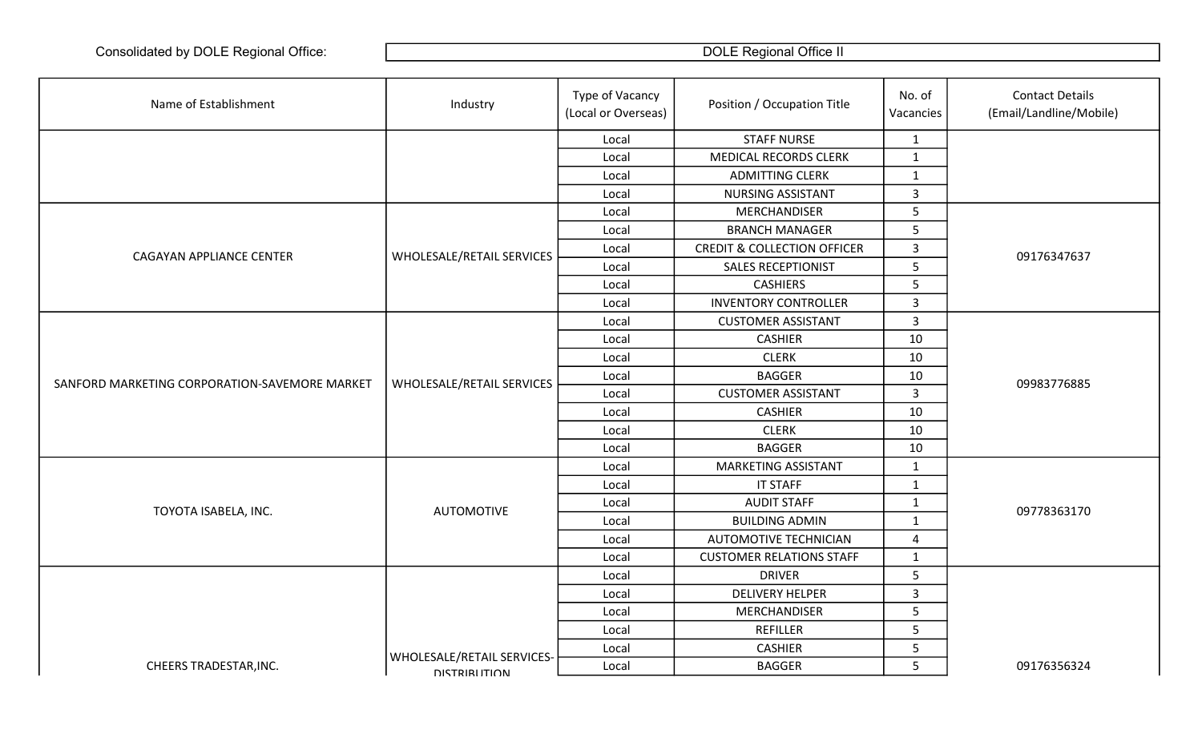| Consolidated by DOLE Regional Office: | DOLE Regional Office II |
|---|---|

| Name of Establishment | Industry | Type of Vacancy (Local or Overseas) | Position / Occupation Title | No. of Vacancies | Contact Details (Email/Landline/Mobile) |
|---|---|---|---|---|---|
| | | Local | STAFF NURSE | 1 | |
| | | Local | MEDICAL RECORDS CLERK | 1 | |
| | | Local | ADMITTING CLERK | 1 | |
| | | Local | NURSING ASSISTANT | 3 | |
| CAGAYAN APPLIANCE CENTER | WHOLESALE/RETAIL SERVICES | Local | MERCHANDISER | 5 | 09176347637 |
| | | Local | BRANCH MANAGER | 5 | |
| | | Local | CREDIT & COLLECTION OFFICER | 3 | |
| | | Local | SALES RECEPTIONIST | 5 | |
| | | Local | CASHIERS | 5 | |
| | | Local | INVENTORY CONTROLLER | 3 | |
| SANFORD MARKETING CORPORATION-SAVEMORE MARKET | WHOLESALE/RETAIL SERVICES | Local | CUSTOMER ASSISTANT | 3 | 09983776885 |
| | | Local | CASHIER | 10 | |
| | | Local | CLERK | 10 | |
| | | Local | BAGGER | 10 | |
| | | Local | CUSTOMER ASSISTANT | 3 | |
| | | Local | CASHIER | 10 | |
| | | Local | CLERK | 10 | |
| | | Local | BAGGER | 10 | |
| TOYOTA ISABELA, INC. | AUTOMOTIVE | Local | MARKETING ASSISTANT | 1 | 09778363170 |
| | | Local | IT STAFF | 1 | |
| | | Local | AUDIT STAFF | 1 | |
| | | Local | BUILDING ADMIN | 1 | |
| | | Local | AUTOMOTIVE TECHNICIAN | 4 | |
| | | Local | CUSTOMER RELATIONS STAFF | 1 | |
| CHEERS TRADESTAR,INC. | WHOLESALE/RETAIL SERVICES-DISTRIBUTION | Local | DRIVER | 5 | 09176356324 |
| | | Local | DELIVERY HELPER | 3 | |
| | | Local | MERCHANDISER | 5 | |
| | | Local | REFILLER | 5 | |
| | | Local | CASHIER | 5 | |
| | | Local | BAGGER | 5 | |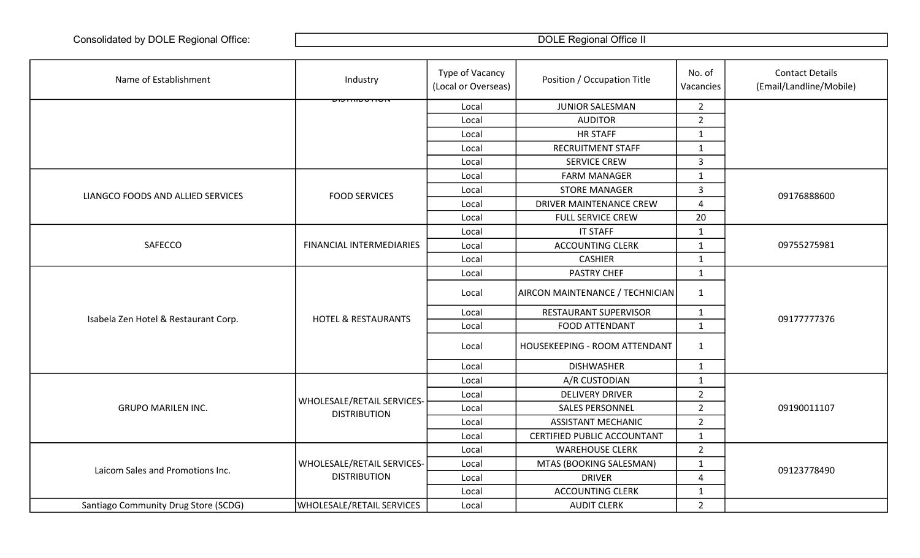Consolidated by DOLE Regional Office: DOLE Regional Office II

| Name of Establishment | Industry | Type of Vacancy (Local or Overseas) | Position / Occupation Title | No. of Vacancies | Contact Details (Email/Landline/Mobile) |
|---|---|---|---|---|---|
| | DISTRIBUTION | Local | JUNIOR SALESMAN | 2 | |
| | | Local | AUDITOR | 2 | |
| | | Local | HR STAFF | 1 | |
| | | Local | RECRUITMENT STAFF | 1 | |
| | | Local | SERVICE CREW | 3 | |
| LIANGCO FOODS AND ALLIED SERVICES | FOOD SERVICES | Local | FARM MANAGER | 1 | 09176888600 |
| | | Local | STORE MANAGER | 3 | |
| | | Local | DRIVER MAINTENANCE CREW | 4 | |
| | | Local | FULL SERVICE CREW | 20 | |
| SAFECCO | FINANCIAL INTERMEDIARIES | Local | IT STAFF | 1 | 09755275981 |
| | | Local | ACCOUNTING CLERK | 1 | |
| | | Local | CASHIER | 1 | |
| Isabela Zen Hotel & Restaurant Corp. | HOTEL & RESTAURANTS | Local | PASTRY CHEF | 1 | 09177777376 |
| | | Local | AIRCON MAINTENANCE / TECHNICIAN | 1 | |
| | | Local | RESTAURANT SUPERVISOR | 1 | |
| | | Local | FOOD ATTENDANT | 1 | |
| | | Local | HOUSEKEEPING - ROOM ATTENDANT | 1 | |
| | | Local | DISHWASHER | 1 | |
| GRUPO MARILEN INC. | WHOLESALE/RETAIL SERVICES-DISTRIBUTION | Local | A/R CUSTODIAN | 1 | 09190011107 |
| | | Local | DELIVERY DRIVER | 2 | |
| | | Local | SALES PERSONNEL | 2 | |
| | | Local | ASSISTANT MECHANIC | 2 | |
| | | Local | CERTIFIED PUBLIC ACCOUNTANT | 1 | |
| Laicom Sales and Promotions Inc. | WHOLESALE/RETAIL SERVICES-DISTRIBUTION | Local | WAREHOUSE CLERK | 2 | 09123778490 |
| | | Local | MTAS (BOOKING SALESMAN) | 1 | |
| | | Local | DRIVER | 4 | |
| | | Local | ACCOUNTING CLERK | 1 | |
| Santiago Community Drug Store (SCDG) | WHOLESALE/RETAIL SERVICES | Local | AUDIT CLERK | 2 | |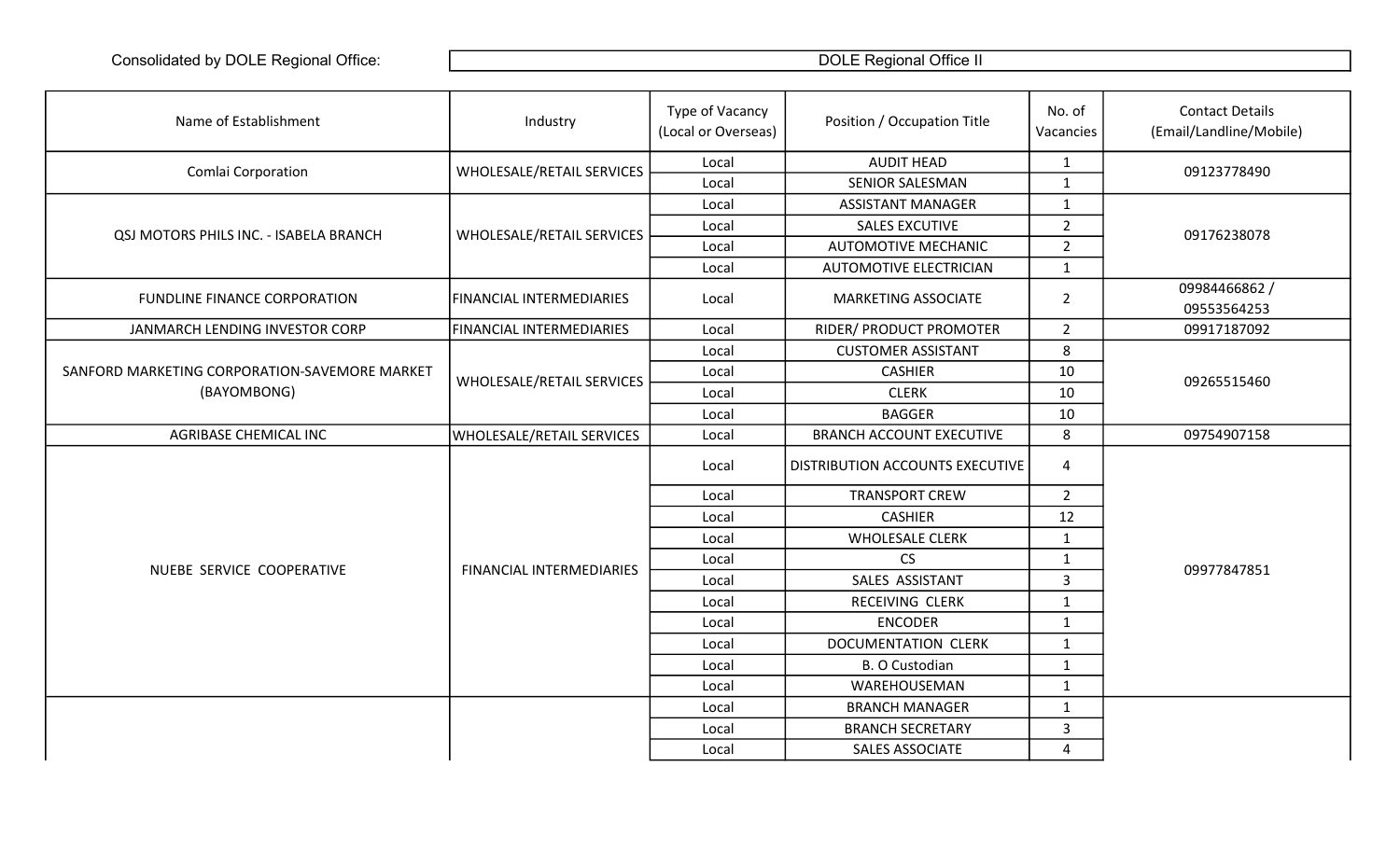Consolidated by DOLE Regional Office: DOLE Regional Office II

| Name of Establishment | Industry | Type of Vacancy (Local or Overseas) | Position / Occupation Title | No. of Vacancies | Contact Details (Email/Landline/Mobile) |
|---|---|---|---|---|---|
| Comlai Corporation | WHOLESALE/RETAIL SERVICES | Local | AUDIT HEAD | 1 | 09123778490 |
| | | Local | SENIOR SALESMAN | 1 | |
| QSJ MOTORS PHILS INC. - ISABELA BRANCH | WHOLESALE/RETAIL SERVICES | Local | ASSISTANT MANAGER | 1 | 09176238078 |
| | | Local | SALES EXCUTIVE | 2 | |
| | | Local | AUTOMOTIVE MECHANIC | 2 | |
| | | Local | AUTOMOTIVE ELECTRICIAN | 1 | |
| FUNDLINE FINANCE CORPORATION | FINANCIAL INTERMEDIARIES | Local | MARKETING ASSOCIATE | 2 | 09984466862 / 09553564253 |
| JANMARCH LENDING INVESTOR CORP | FINANCIAL INTERMEDIARIES | Local | RIDER/ PRODUCT PROMOTER | 2 | 09917187092 |
| SANFORD MARKETING CORPORATION-SAVEMORE MARKET (BAYOMBONG) | WHOLESALE/RETAIL SERVICES | Local | CUSTOMER ASSISTANT | 8 | 09265515460 |
| | | Local | CASHIER | 10 | |
| | | Local | CLERK | 10 | |
| | | Local | BAGGER | 10 | |
| AGRIBASE CHEMICAL INC | WHOLESALE/RETAIL SERVICES | Local | BRANCH ACCOUNT EXECUTIVE | 8 | 09754907158 |
| NUEBE SERVICE COOPERATIVE | FINANCIAL INTERMEDIARIES | Local | DISTRIBUTION ACCOUNTS EXECUTIVE | 4 | 09977847851 |
| | | Local | TRANSPORT CREW | 2 | |
| | | Local | CASHIER | 12 | |
| | | Local | WHOLESALE CLERK | 1 | |
| | | Local | CS | 1 | |
| | | Local | SALES ASSISTANT | 3 | |
| | | Local | RECEIVING CLERK | 1 | |
| | | Local | ENCODER | 1 | |
| | | Local | DOCUMENTATION CLERK | 1 | |
| | | Local | B. O Custodian | 1 | |
| | | Local | WAREHOUSEMAN | 1 | |
| | | Local | BRANCH MANAGER | 1 | |
| | | Local | BRANCH SECRETARY | 3 | |
| | | Local | SALES ASSOCIATE | 4 | |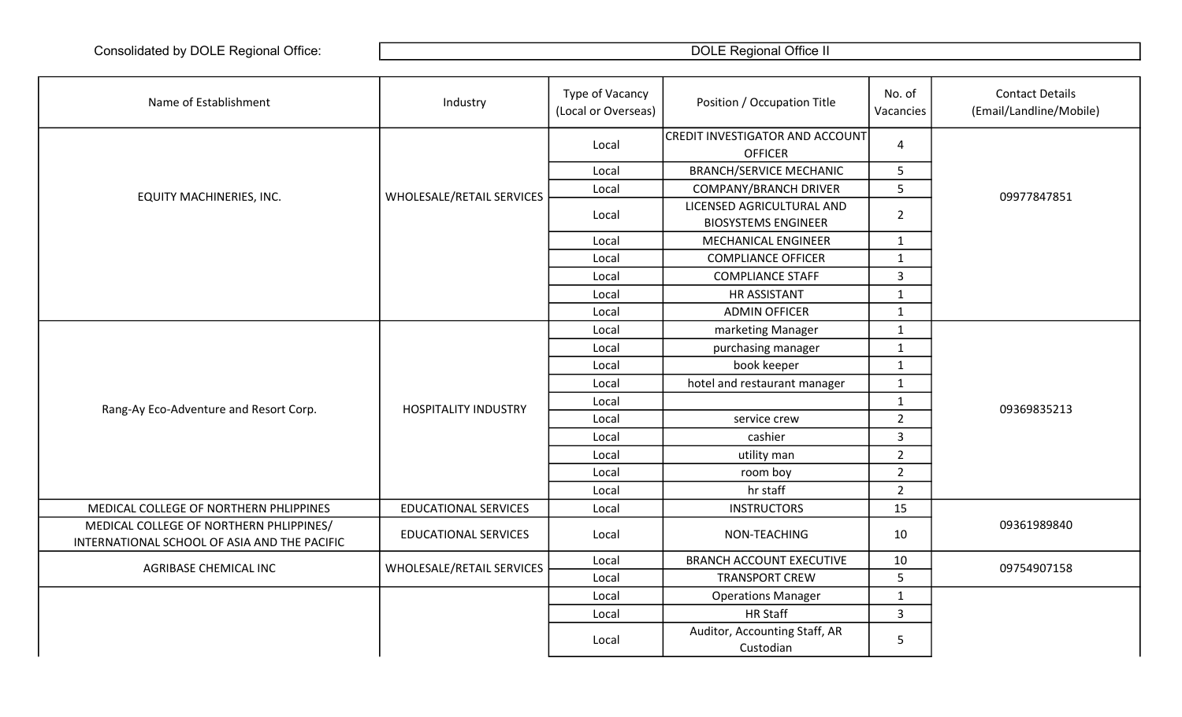Consolidated by DOLE Regional Office: DOLE Regional Office II

| Name of Establishment | Industry | Type of Vacancy (Local or Overseas) | Position / Occupation Title | No. of Vacancies | Contact Details (Email/Landline/Mobile) |
|---|---|---|---|---|---|
| EQUITY MACHINERIES, INC. | WHOLESALE/RETAIL SERVICES | Local | CREDIT INVESTIGATOR AND ACCOUNT OFFICER | 4 | 09977847851 |
| | | Local | BRANCH/SERVICE MECHANIC | 5 | |
| | | Local | COMPANY/BRANCH DRIVER | 5 | |
| | | Local | LICENSED AGRICULTURAL AND BIOSYSTEMS ENGINEER | 2 | |
| | | Local | MECHANICAL ENGINEER | 1 | |
| | | Local | COMPLIANCE OFFICER | 1 | |
| | | Local | COMPLIANCE STAFF | 3 | |
| | | Local | HR ASSISTANT | 1 | |
| | | Local | ADMIN OFFICER | 1 | |
| Rang-Ay Eco-Adventure and Resort Corp. | HOSPITALITY INDUSTRY | Local | marketing Manager | 1 | 09369835213 |
| | | Local | purchasing manager | 1 | |
| | | Local | book keeper | 1 | |
| | | Local | hotel and restaurant manager | 1 | |
| | | Local | | 1 | |
| | | Local | service crew | 2 | |
| | | Local | cashier | 3 | |
| | | Local | utility man | 2 | |
| | | Local | room boy | 2 | |
| | | Local | hr staff | 2 | |
| MEDICAL COLLEGE OF NORTHERN PHLIPPINES | EDUCATIONAL SERVICES | Local | INSTRUCTORS | 15 | 09361989840 |
| MEDICAL COLLEGE OF NORTHERN PHLIPPINES/ INTERNATIONAL SCHOOL OF ASIA AND THE PACIFIC | EDUCATIONAL SERVICES | Local | NON-TEACHING | 10 | |
| AGRIBASE CHEMICAL INC | WHOLESALE/RETAIL SERVICES | Local | BRANCH ACCOUNT EXECUTIVE | 10 | 09754907158 |
| | | Local | TRANSPORT CREW | 5 | |
| | | Local | Operations Manager | 1 | |
| | | Local | HR Staff | 3 | |
| | | Local | Auditor, Accounting Staff, AR Custodian | 5 | |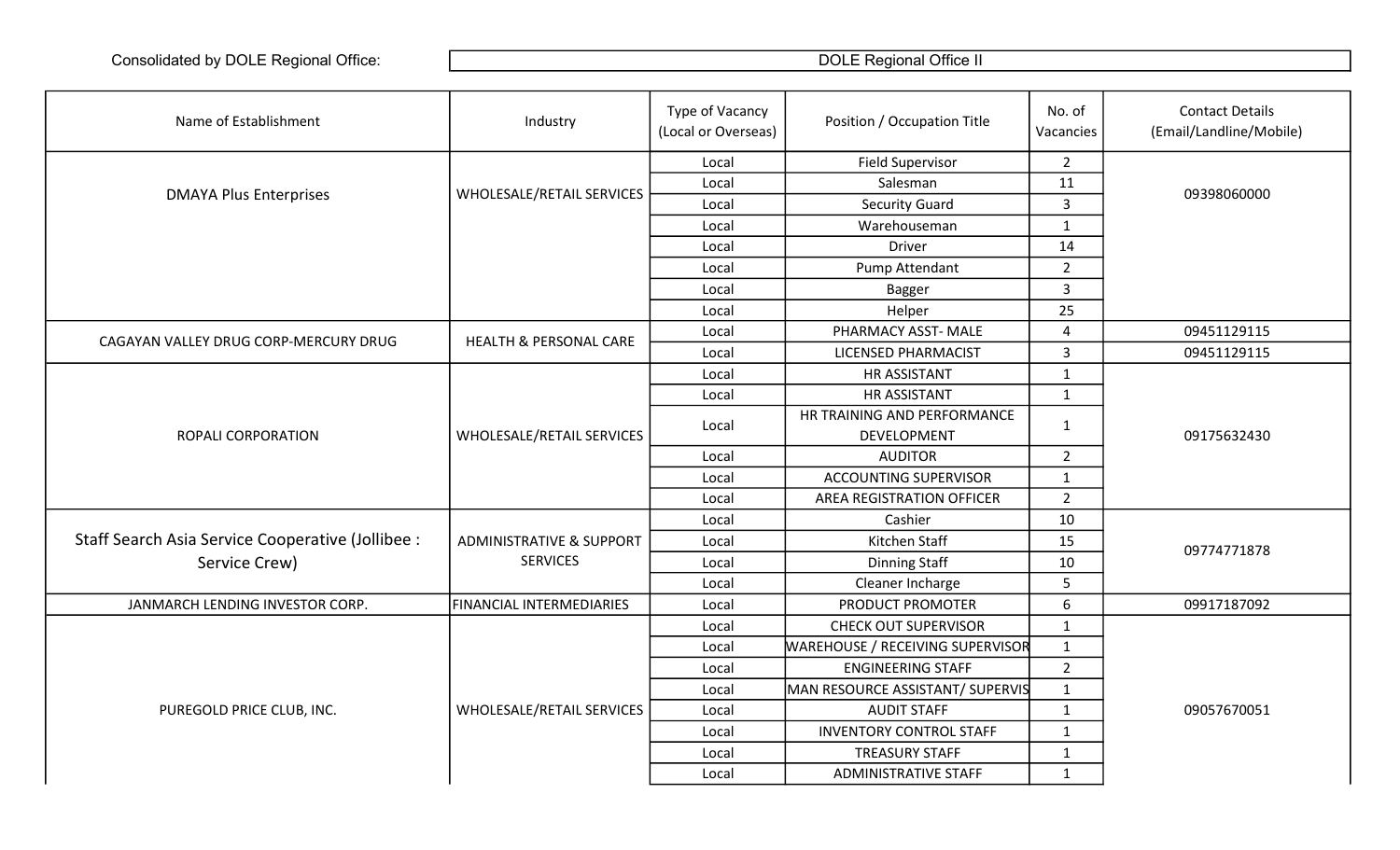Consolidated by DOLE Regional Office: DOLE Regional Office II

| Name of Establishment | Industry | Type of Vacancy (Local or Overseas) | Position / Occupation Title | No. of Vacancies | Contact Details (Email/Landline/Mobile) |
|---|---|---|---|---|---|
| DMAYA Plus Enterprises | WHOLESALE/RETAIL SERVICES | Local | Field Supervisor | 2 | 09398060000 |
| | | Local | Salesman | 11 | |
| | | Local | Security Guard | 3 | |
| | | Local | Warehouseman | 1 | |
| | | Local | Driver | 14 | |
| | | Local | Pump Attendant | 2 | |
| | | Local | Bagger | 3 | |
| | | Local | Helper | 25 | |
| CAGAYAN VALLEY DRUG CORP-MERCURY DRUG | HEALTH & PERSONAL CARE | Local | PHARMACY ASST- MALE | 4 | 09451129115 |
| | | Local | LICENSED PHARMACIST | 3 | 09451129115 |
| ROPALI CORPORATION | WHOLESALE/RETAIL SERVICES | Local | HR ASSISTANT | 1 | 09175632430 |
| | | Local | HR ASSISTANT | 1 | |
| | | Local | HR TRAINING AND PERFORMANCE DEVELOPMENT | 1 | |
| | | Local | AUDITOR | 2 | |
| | | Local | ACCOUNTING SUPERVISOR | 1 | |
| | | Local | AREA REGISTRATION OFFICER | 2 | |
| Staff Search Asia Service Cooperative (Jollibee : Service Crew) | ADMINISTRATIVE & SUPPORT SERVICES | Local | Cashier | 10 | 09774771878 |
| | | Local | Kitchen Staff | 15 | |
| | | Local | Dinning Staff | 10 | |
| | | Local | Cleaner Incharge | 5 | |
| JANMARCH LENDING INVESTOR CORP. | FINANCIAL INTERMEDIARIES | Local | PRODUCT PROMOTER | 6 | 09917187092 |
| PUREGOLD PRICE CLUB, INC. | WHOLESALE/RETAIL SERVICES | Local | CHECK OUT SUPERVISOR | 1 | 09057670051 |
| | | Local | WAREHOUSE / RECEIVING SUPERVISOR | 1 | |
| | | Local | ENGINEERING STAFF | 2 | |
| | | Local | MAN RESOURCE ASSISTANT/ SUPERVIS | 1 | |
| | | Local | AUDIT STAFF | 1 | |
| | | Local | INVENTORY CONTROL STAFF | 1 | |
| | | Local | TREASURY STAFF | 1 | |
| | | Local | ADMINISTRATIVE STAFF | 1 | |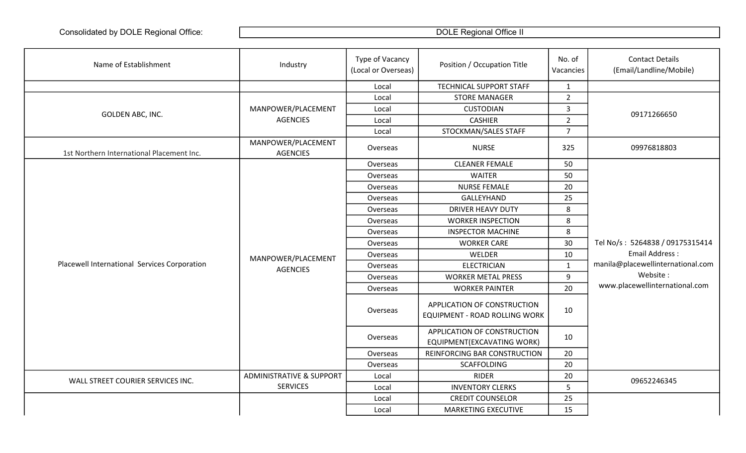Consolidated by DOLE Regional Office: DOLE Regional Office II

| Name of Establishment | Industry | Type of Vacancy (Local or Overseas) | Position / Occupation Title | No. of Vacancies | Contact Details (Email/Landline/Mobile) |
|---|---|---|---|---|---|
| | | Local | TECHNICAL SUPPORT STAFF | 1 | |
| GOLDEN ABC, INC. | MANPOWER/PLACEMENT AGENCIES | Local | STORE MANAGER | 2 | 09171266650 |
| | | Local | CUSTODIAN | 3 | |
| | | Local | CASHIER | 2 | |
| | | Local | STOCKMAN/SALES STAFF | 7 | |
| 1st Northern International Placement Inc. | MANPOWER/PLACEMENT AGENCIES | Overseas | NURSE | 325 | 09976818803 |
| Placewell International Services Corporation | MANPOWER/PLACEMENT AGENCIES | Overseas | CLEANER FEMALE | 50 | Tel No/s : 5264838 / 09175315414 Email Address : manila@placewellinternational.com Website : www.placewellinternational.com |
| | | Overseas | WAITER | 50 | |
| | | Overseas | NURSE FEMALE | 20 | |
| | | Overseas | GALLEYHAND | 25 | |
| | | Overseas | DRIVER HEAVY DUTY | 8 | |
| | | Overseas | WORKER INSPECTION | 8 | |
| | | Overseas | INSPECTOR MACHINE | 8 | |
| | | Overseas | WORKER CARE | 30 | |
| | | Overseas | WELDER | 10 | |
| | | Overseas | ELECTRICIAN | 1 | |
| | | Overseas | WORKER METAL PRESS | 9 | |
| | | Overseas | WORKER PAINTER | 20 | |
| | | Overseas | APPLICATION OF CONSTRUCTION EQUIPMENT - ROAD ROLLING WORK | 10 | |
| | | Overseas | APPLICATION OF CONSTRUCTION EQUIPMENT(EXCAVATING WORK) | 10 | |
| | | Overseas | REINFORCING BAR CONSTRUCTION | 20 | |
| | | Overseas | SCAFFOLDING | 20 | |
| WALL STREET COURIER SERVICES INC. | ADMINISTRATIVE & SUPPORT SERVICES | Local | RIDER | 20 | 09652246345 |
| | | Local | INVENTORY CLERKS | 5 | |
| | | Local | CREDIT COUNSELOR | 25 | |
| | | Local | MARKETING EXECUTIVE | 15 | |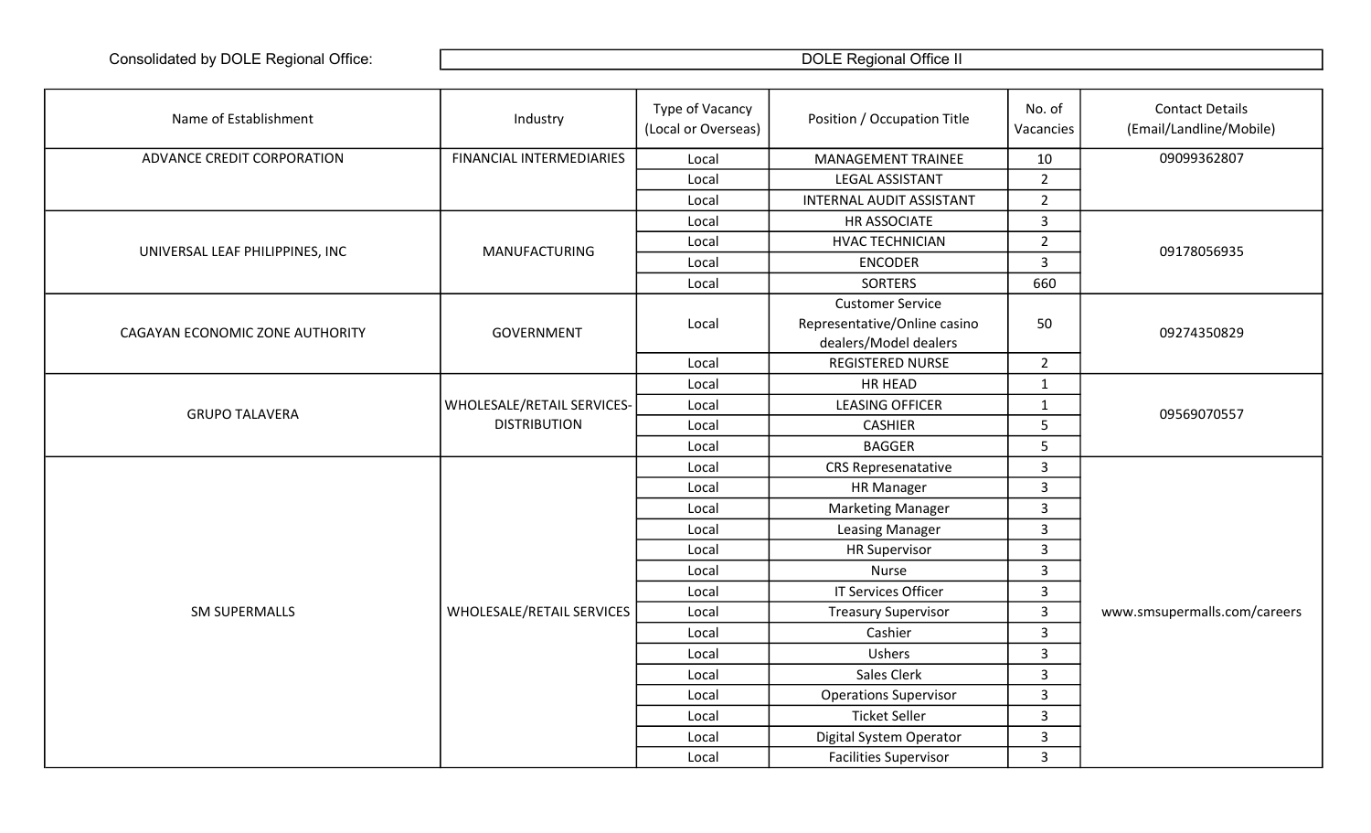Consolidated by DOLE Regional Office: DOLE Regional Office II

| Name of Establishment | Industry | Type of Vacancy (Local or Overseas) | Position / Occupation Title | No. of Vacancies | Contact Details (Email/Landline/Mobile) |
|---|---|---|---|---|---|
| ADVANCE CREDIT CORPORATION | FINANCIAL INTERMEDIARIES | Local | MANAGEMENT TRAINEE | 10 | 09099362807 |
| | | Local | LEGAL ASSISTANT | 2 | |
| | | Local | INTERNAL AUDIT ASSISTANT | 2 | |
| UNIVERSAL LEAF PHILIPPINES, INC | MANUFACTURING | Local | HR ASSOCIATE | 3 | 09178056935 |
| | | Local | HVAC TECHNICIAN | 2 | |
| | | Local | ENCODER | 3 | |
| | | Local | SORTERS | 660 | |
| CAGAYAN ECONOMIC ZONE AUTHORITY | GOVERNMENT | Local | Customer Service Representative/Online casino dealers/Model dealers | 50 | 09274350829 |
| | | Local | REGISTERED NURSE | 2 | |
| GRUPO TALAVERA | WHOLESALE/RETAIL SERVICES-DISTRIBUTION | Local | HR HEAD | 1 | 09569070557 |
| | | Local | LEASING OFFICER | 1 | |
| | | Local | CASHIER | 5 | |
| | | Local | BAGGER | 5 | |
| SM SUPERMALLS | WHOLESALE/RETAIL SERVICES | Local | CRS Represenatative | 3 | www.smsupermalls.com/careers |
| | | Local | HR Manager | 3 | |
| | | Local | Marketing Manager | 3 | |
| | | Local | Leasing Manager | 3 | |
| | | Local | HR Supervisor | 3 | |
| | | Local | Nurse | 3 | |
| | | Local | IT Services Officer | 3 | |
| | | Local | Treasury Supervisor | 3 | |
| | | Local | Cashier | 3 | |
| | | Local | Ushers | 3 | |
| | | Local | Sales Clerk | 3 | |
| | | Local | Operations Supervisor | 3 | |
| | | Local | Ticket Seller | 3 | |
| | | Local | Digital System Operator | 3 | |
| | | Local | Facilities Supervisor | 3 | |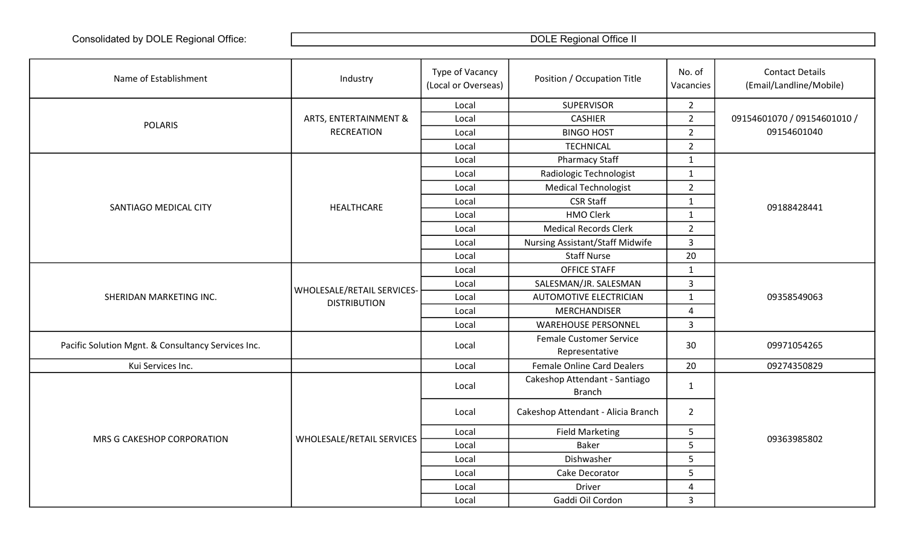Consolidated by DOLE Regional Office: DOLE Regional Office II

| Name of Establishment | Industry | Type of Vacancy (Local or Overseas) | Position / Occupation Title | No. of Vacancies | Contact Details (Email/Landline/Mobile) |
|---|---|---|---|---|---|
| POLARIS | ARTS, ENTERTAINMENT & RECREATION | Local | SUPERVISOR | 2 | 09154601070 / 09154601010 / 09154601040 |
| | | Local | CASHIER | 2 | |
| | | Local | BINGO HOST | 2 | |
| | | Local | TECHNICAL | 2 | |
| SANTIAGO MEDICAL CITY | HEALTHCARE | Local | Pharmacy Staff | 1 | 09188428441 |
| | | Local | Radiologic Technologist | 1 | |
| | | Local | Medical Technologist | 2 | |
| | | Local | CSR Staff | 1 | |
| | | Local | HMO Clerk | 1 | |
| | | Local | Medical Records Clerk | 2 | |
| | | Local | Nursing Assistant/Staff Midwife | 3 | |
| | | Local | Staff Nurse | 20 | |
| SHERIDAN MARKETING INC. | WHOLESALE/RETAIL SERVICES-DISTRIBUTION | Local | OFFICE STAFF | 1 | 09358549063 |
| | | Local | SALESMAN/JR. SALESMAN | 3 | |
| | | Local | AUTOMOTIVE ELECTRICIAN | 1 | |
| | | Local | MERCHANDISER | 4 | |
| | | Local | WAREHOUSE PERSONNEL | 3 | |
| Pacific Solution Mgnt. & Consultancy Services Inc. | | Local | Female Customer Service Representative | 30 | 09971054265 |
| Kui Services Inc. | | Local | Female Online Card Dealers | 20 | 09274350829 |
| MRS G CAKESHOP CORPORATION | WHOLESALE/RETAIL SERVICES | Local | Cakeshop Attendant - Santiago Branch | 1 | 09363985802 |
| | | Local | Cakeshop Attendant - Alicia Branch | 2 | |
| | | Local | Field Marketing | 5 | |
| | | Local | Baker | 5 | |
| | | Local | Dishwasher | 5 | |
| | | Local | Cake Decorator | 5 | |
| | | Local | Driver | 4 | |
| | | Local | Gaddi Oil Cordon | 3 | |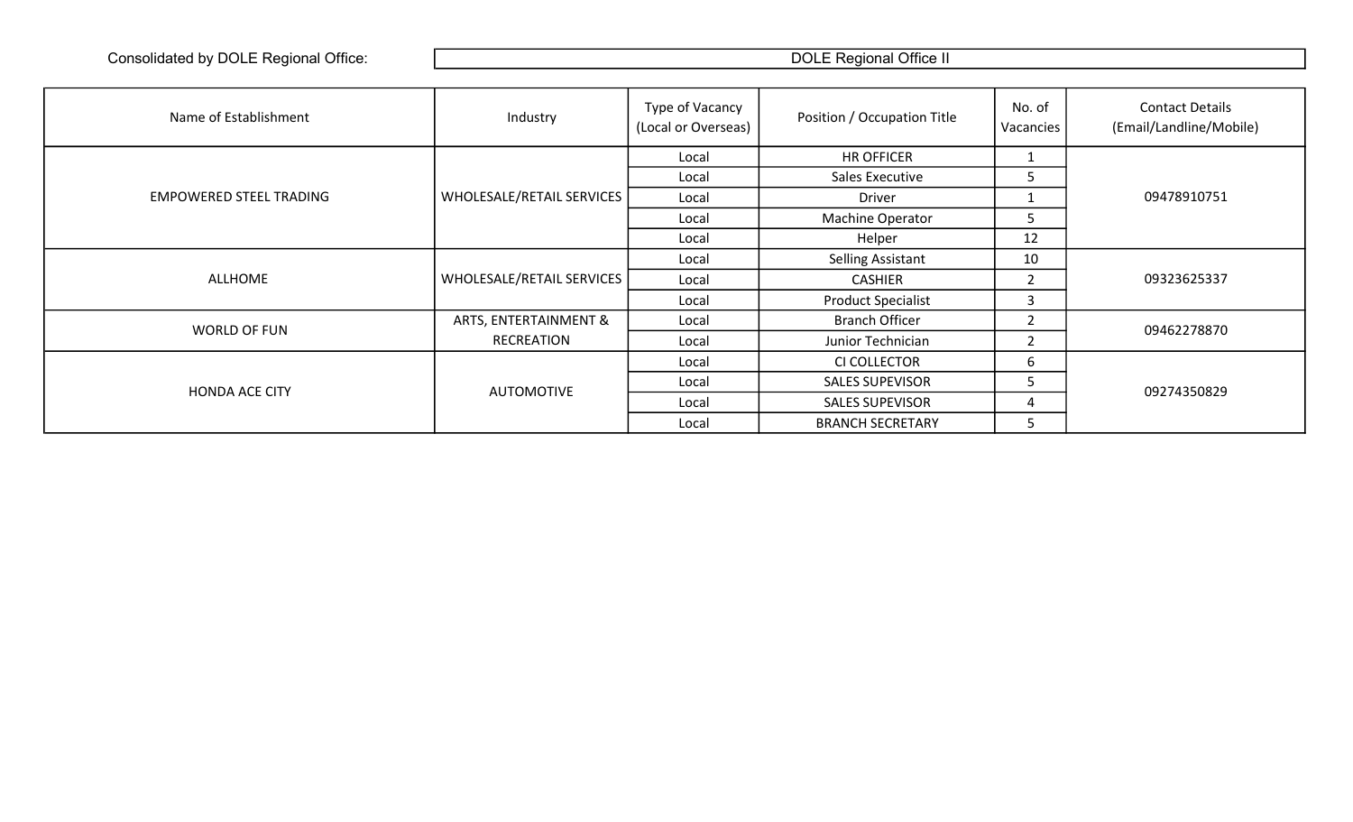Consolidated by DOLE Regional Office: DOLE Regional Office II

| Name of Establishment | Industry | Type of Vacancy (Local or Overseas) | Position / Occupation Title | No. of Vacancies | Contact Details (Email/Landline/Mobile) |
|---|---|---|---|---|---|
| EMPOWERED STEEL TRADING | WHOLESALE/RETAIL SERVICES | Local | HR OFFICER | 1 | 09478910751 |
| | | Local | Sales Executive | 5 | |
| | | Local | Driver | 1 | |
| | | Local | Machine Operator | 5 | |
| | | Local | Helper | 12 | |
| ALLHOME | WHOLESALE/RETAIL SERVICES | Local | Selling Assistant | 10 | 09323625337 |
| | | Local | CASHIER | 2 | |
| | | Local | Product Specialist | 3 | |
| WORLD OF FUN | ARTS, ENTERTAINMENT & RECREATION | Local | Branch Officer | 2 | 09462278870 |
| | | Local | Junior Technician | 2 | |
| HONDA ACE CITY | AUTOMOTIVE | Local | CI COLLECTOR | 6 | 09274350829 |
| | | Local | SALES SUPEVISOR | 5 | |
| | | Local | SALES SUPEVISOR | 4 | |
| | | Local | BRANCH SECRETARY | 5 | |